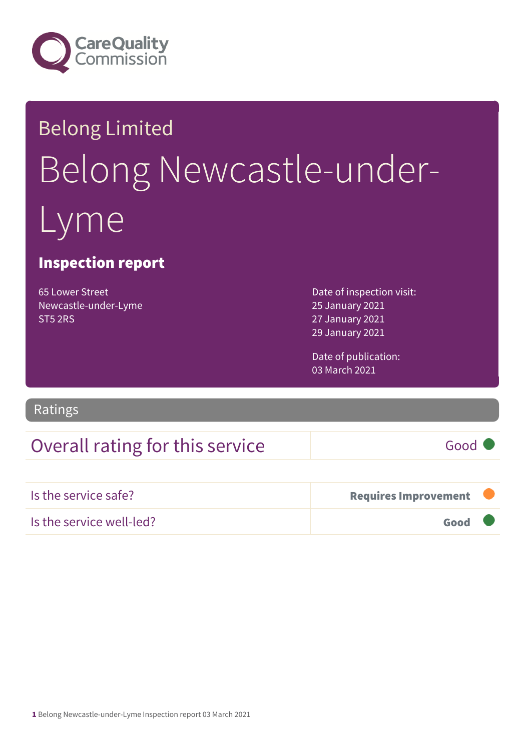# Belong Limited

# Belong Newcastle-under-Lyme

## Inspection report

65 Lower Street
Newcastle-under-Lyme
ST5 2RS

Date of inspection visit:
25 January 2021
27 January 2021
29 January 2021

Date of publication:
03 March 2021

## Ratings

| Overall rating for this service | Good |
|---|---|

| | |
|---|---|
| Is the service safe? | **Requires Improvement** |
| Is the service well-led? | **Good** |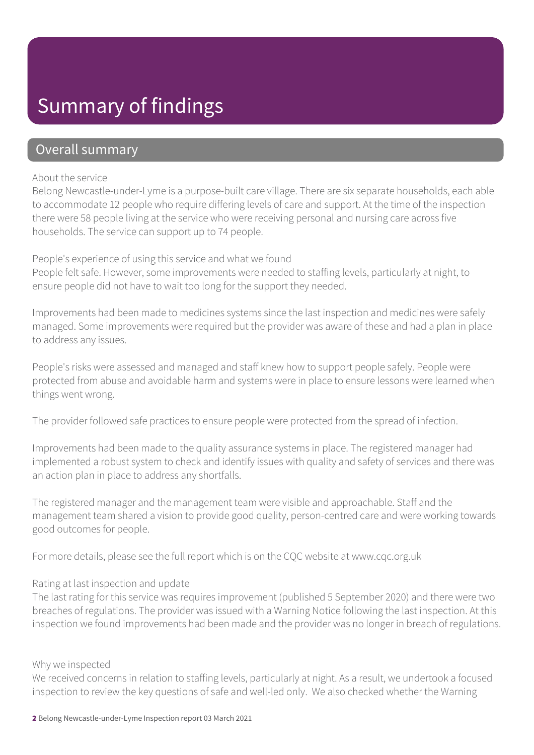# Summary of findings

## Overall summary

About the service

Belong Newcastle-under-Lyme is a purpose-built care village. There are six separate households, each able to accommodate 12 people who require differing levels of care and support. At the time of the inspection there were 58 people living at the service who were receiving personal and nursing care across five households. The service can support up to 74 people.

People's experience of using this service and what we found

People felt safe. However, some improvements were needed to staffing levels, particularly at night, to ensure people did not have to wait too long for the support they needed.

Improvements had been made to medicines systems since the last inspection and medicines were safely managed. Some improvements were required but the provider was aware of these and had a plan in place to address any issues.

People's risks were assessed and managed and staff knew how to support people safely. People were protected from abuse and avoidable harm and systems were in place to ensure lessons were learned when things went wrong.

The provider followed safe practices to ensure people were protected from the spread of infection.

Improvements had been made to the quality assurance systems in place. The registered manager had implemented a robust system to check and identify issues with quality and safety of services and there was an action plan in place to address any shortfalls.

The registered manager and the management team were visible and approachable. Staff and the management team shared a vision to provide good quality, person-centred care and were working towards good outcomes for people.

For more details, please see the full report which is on the CQC website at www.cqc.org.uk

Rating at last inspection and update

The last rating for this service was requires improvement (published 5 September 2020) and there were two breaches of regulations. The provider was issued with a Warning Notice following the last inspection. At this inspection we found improvements had been made and the provider was no longer in breach of regulations.

Why we inspected

We received concerns in relation to staffing levels, particularly at night. As a result, we undertook a focused inspection to review the key questions of safe and well-led only. We also checked whether the Warning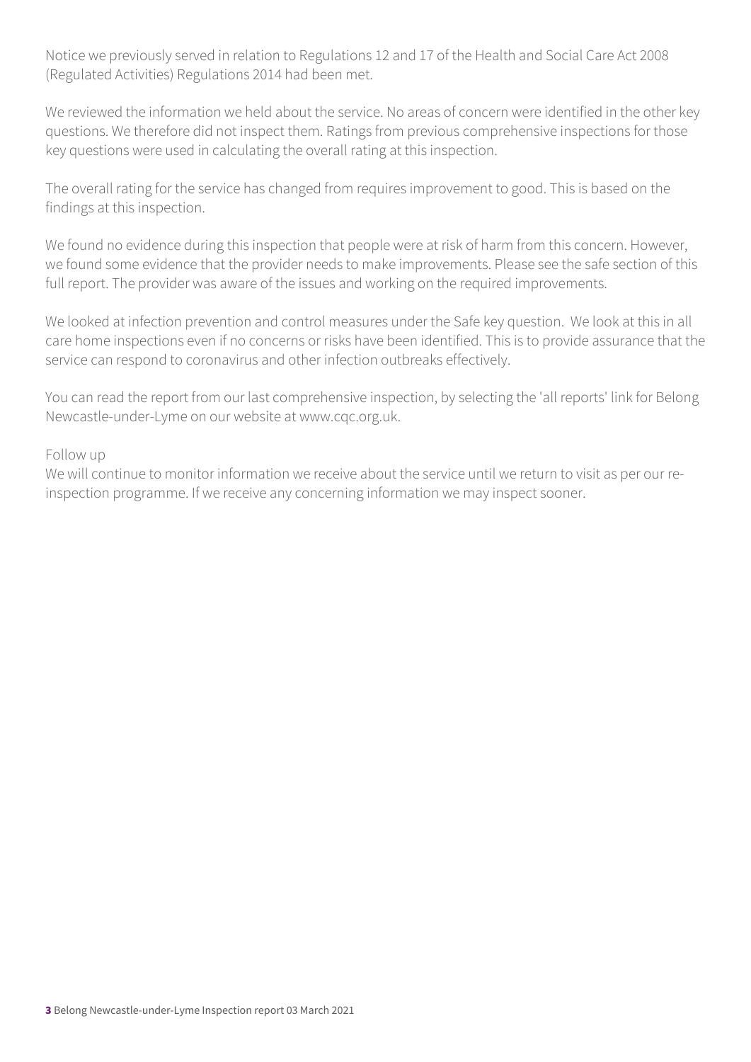Notice we previously served in relation to Regulations 12 and 17 of the Health and Social Care Act 2008 (Regulated Activities) Regulations 2014 had been met.

We reviewed the information we held about the service. No areas of concern were identified in the other key questions. We therefore did not inspect them. Ratings from previous comprehensive inspections for those key questions were used in calculating the overall rating at this inspection.

The overall rating for the service has changed from requires improvement to good. This is based on the findings at this inspection.

We found no evidence during this inspection that people were at risk of harm from this concern. However, we found some evidence that the provider needs to make improvements. Please see the safe section of this full report. The provider was aware of the issues and working on the required improvements.

We looked at infection prevention and control measures under the Safe key question. We look at this in all care home inspections even if no concerns or risks have been identified. This is to provide assurance that the service can respond to coronavirus and other infection outbreaks effectively.

You can read the report from our last comprehensive inspection, by selecting the 'all reports' link for Belong Newcastle-under-Lyme on our website at www.cqc.org.uk.

Follow up

We will continue to monitor information we receive about the service until we return to visit as per our re-inspection programme. If we receive any concerning information we may inspect sooner.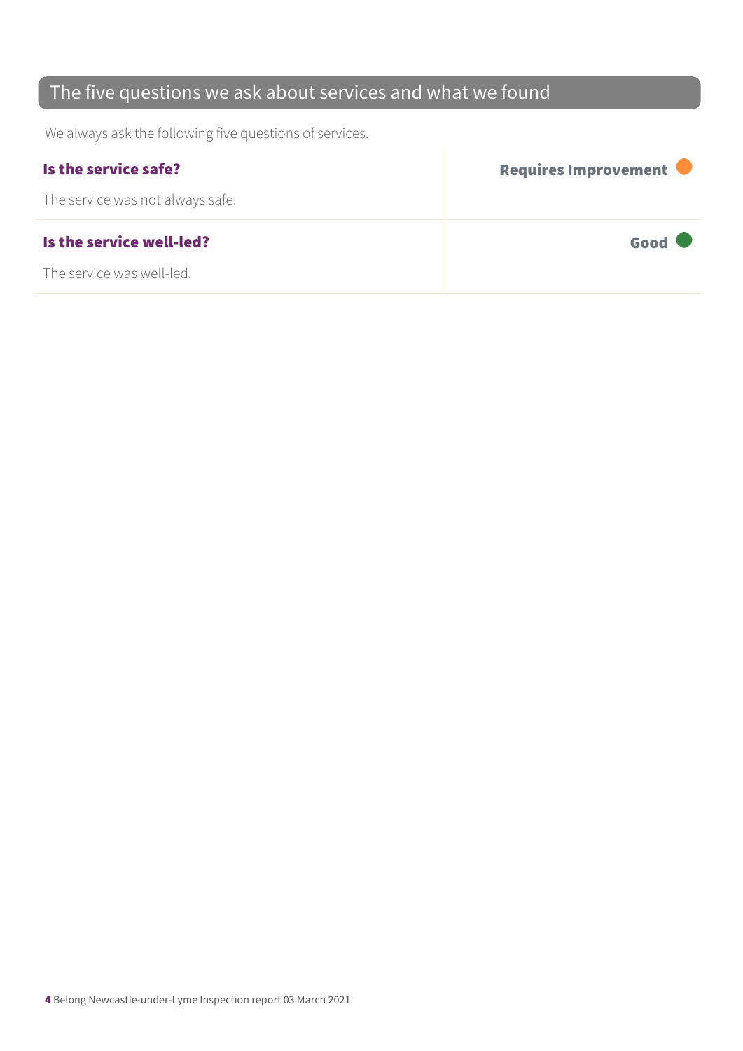## The five questions we ask about services and what we found

We always ask the following five questions of services.

| | |
|---|---|
| **Is the service safe?**<br>The service was not always safe. | **Requires Improvement** |
| **Is the service well-led?**<br>The service was well-led. | **Good** |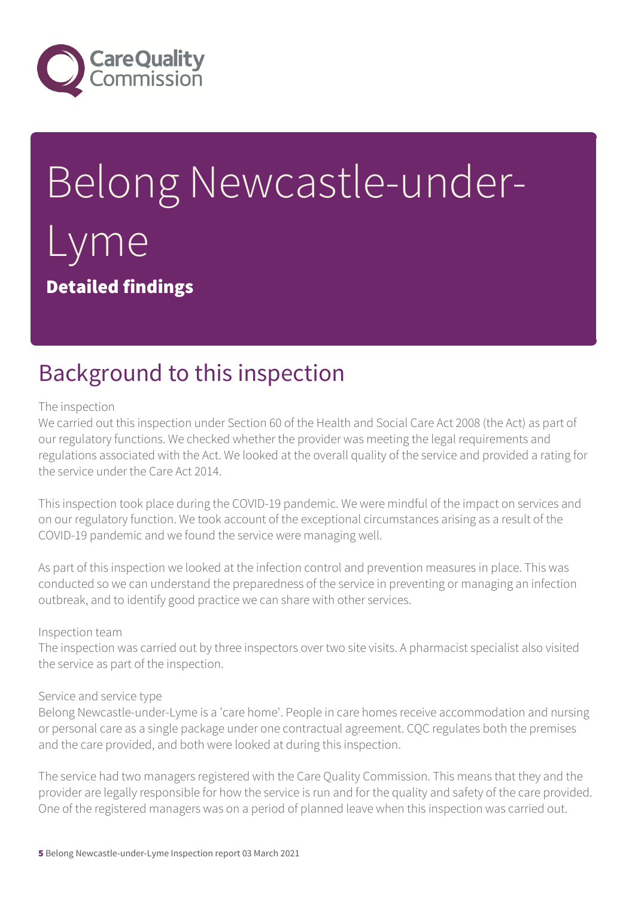# Belong Newcastle-under-Lyme

**Detailed findings**

## Background to this inspection

The inspection

We carried out this inspection under Section 60 of the Health and Social Care Act 2008 (the Act) as part of our regulatory functions. We checked whether the provider was meeting the legal requirements and regulations associated with the Act. We looked at the overall quality of the service and provided a rating for the service under the Care Act 2014.

This inspection took place during the COVID-19 pandemic. We were mindful of the impact on services and on our regulatory function. We took account of the exceptional circumstances arising as a result of the COVID-19 pandemic and we found the service were managing well.

As part of this inspection we looked at the infection control and prevention measures in place. This was conducted so we can understand the preparedness of the service in preventing or managing an infection outbreak, and to identify good practice we can share with other services.

Inspection team

The inspection was carried out by three inspectors over two site visits. A pharmacist specialist also visited the service as part of the inspection.

Service and service type

Belong Newcastle-under-Lyme is a 'care home'. People in care homes receive accommodation and nursing or personal care as a single package under one contractual agreement. CQC regulates both the premises and the care provided, and both were looked at during this inspection.

The service had two managers registered with the Care Quality Commission. This means that they and the provider are legally responsible for how the service is run and for the quality and safety of the care provided. One of the registered managers was on a period of planned leave when this inspection was carried out.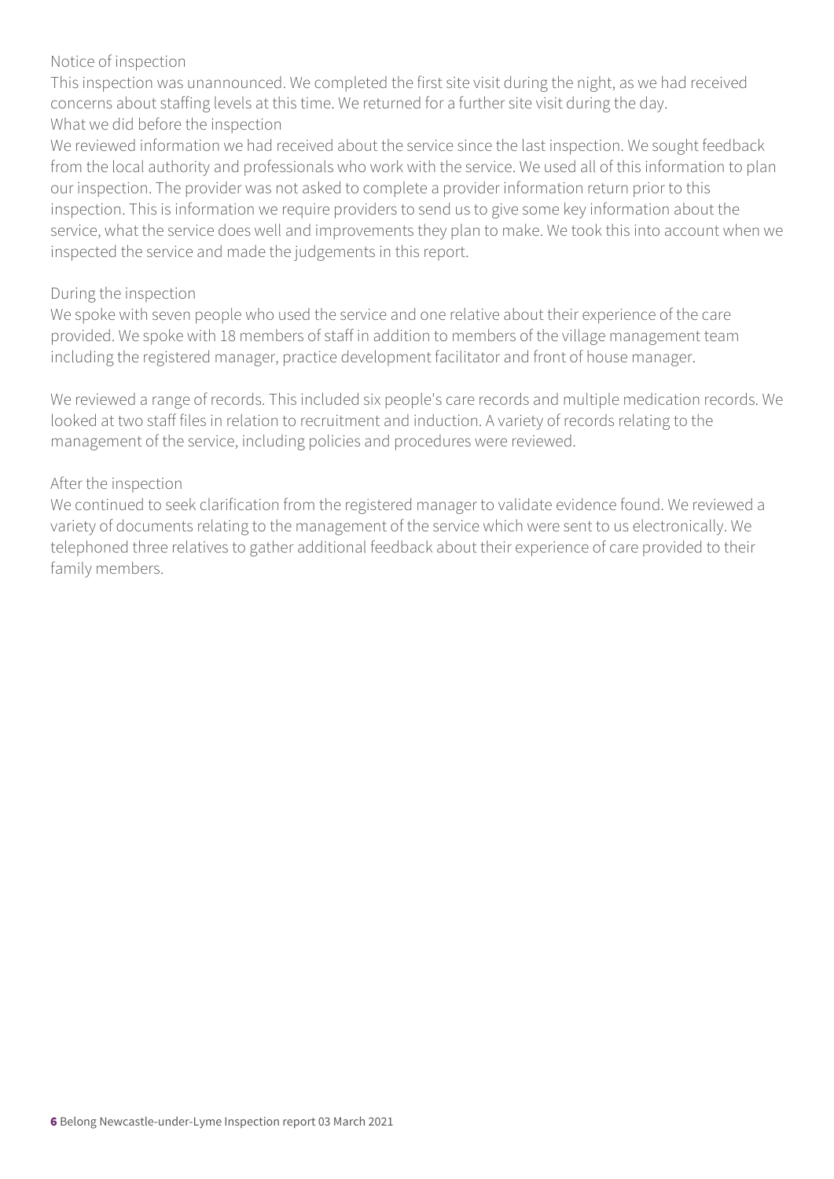### Notice of inspection

This inspection was unannounced. We completed the first site visit during the night, as we had received concerns about staffing levels at this time. We returned for a further site visit during the day.

### What we did before the inspection

We reviewed information we had received about the service since the last inspection. We sought feedback from the local authority and professionals who work with the service. We used all of this information to plan our inspection. The provider was not asked to complete a provider information return prior to this inspection. This is information we require providers to send us to give some key information about the service, what the service does well and improvements they plan to make. We took this into account when we inspected the service and made the judgements in this report.

### During the inspection

We spoke with seven people who used the service and one relative about their experience of the care provided. We spoke with 18 members of staff in addition to members of the village management team including the registered manager, practice development facilitator and front of house manager.

We reviewed a range of records. This included six people's care records and multiple medication records. We looked at two staff files in relation to recruitment and induction. A variety of records relating to the management of the service, including policies and procedures were reviewed.

### After the inspection

We continued to seek clarification from the registered manager to validate evidence found. We reviewed a variety of documents relating to the management of the service which were sent to us electronically. We telephoned three relatives to gather additional feedback about their experience of care provided to their family members.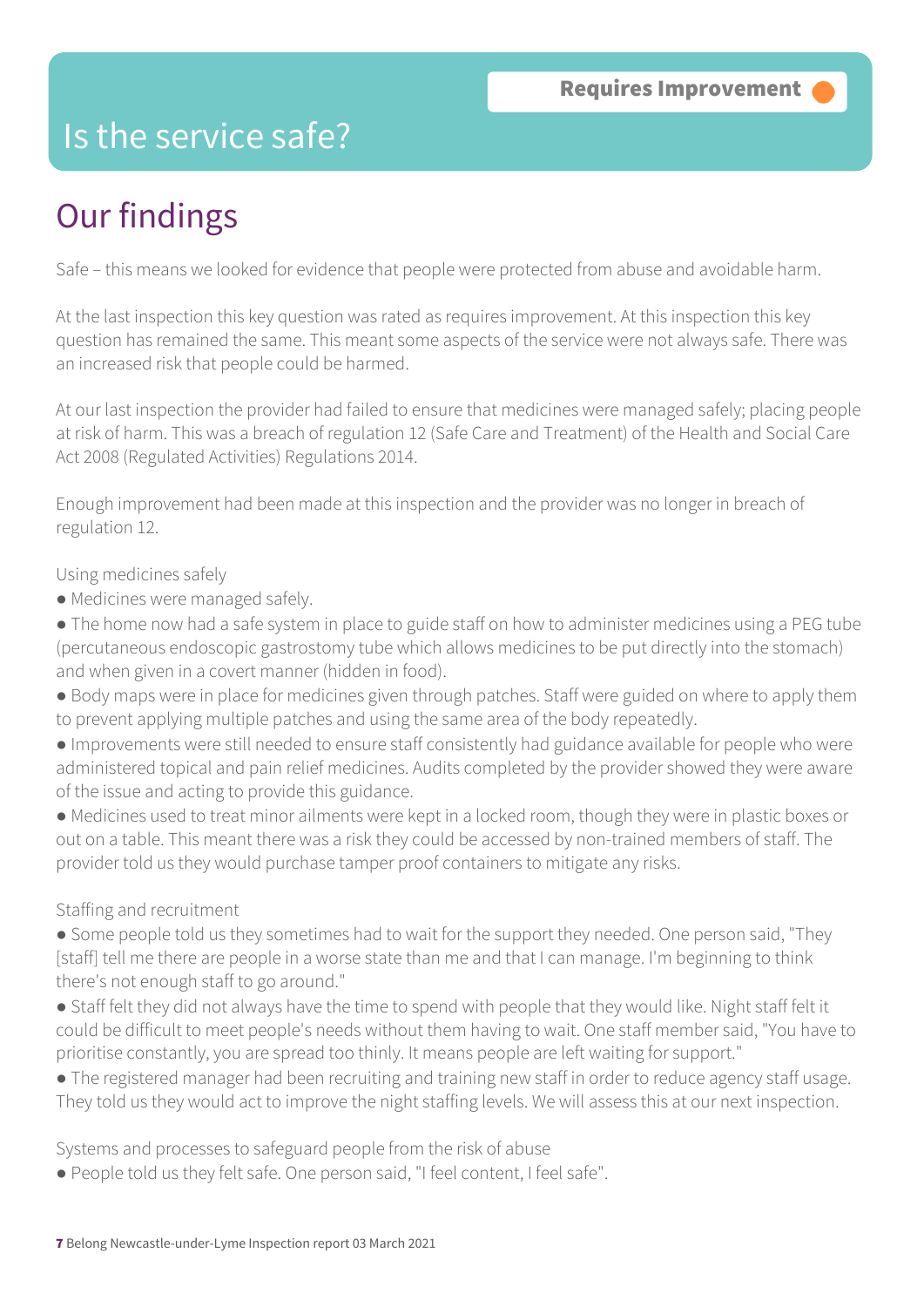Requires Improvement

# Is the service safe?

## Our findings

Safe – this means we looked for evidence that people were protected from abuse and avoidable harm.

At the last inspection this key question was rated as requires improvement. At this inspection this key question has remained the same. This meant some aspects of the service were not always safe. There was an increased risk that people could be harmed.

At our last inspection the provider had failed to ensure that medicines were managed safely; placing people at risk of harm. This was a breach of regulation 12 (Safe Care and Treatment) of the Health and Social Care Act 2008 (Regulated Activities) Regulations 2014.

Enough improvement had been made at this inspection and the provider was no longer in breach of regulation 12.

Using medicines safely

- Medicines were managed safely.
- The home now had a safe system in place to guide staff on how to administer medicines using a PEG tube (percutaneous endoscopic gastrostomy tube which allows medicines to be put directly into the stomach) and when given in a covert manner (hidden in food).
- Body maps were in place for medicines given through patches. Staff were guided on where to apply them to prevent applying multiple patches and using the same area of the body repeatedly.
- Improvements were still needed to ensure staff consistently had guidance available for people who were administered topical and pain relief medicines. Audits completed by the provider showed they were aware of the issue and acting to provide this guidance.
- Medicines used to treat minor ailments were kept in a locked room, though they were in plastic boxes or out on a table. This meant there was a risk they could be accessed by non-trained members of staff. The provider told us they would purchase tamper proof containers to mitigate any risks.

Staffing and recruitment

- Some people told us they sometimes had to wait for the support they needed. One person said, "They [staff] tell me there are people in a worse state than me and that I can manage. I'm beginning to think there's not enough staff to go around."
- Staff felt they did not always have the time to spend with people that they would like. Night staff felt it could be difficult to meet people's needs without them having to wait. One staff member said, "You have to prioritise constantly, you are spread too thinly. It means people are left waiting for support."
- The registered manager had been recruiting and training new staff in order to reduce agency staff usage. They told us they would act to improve the night staffing levels. We will assess this at our next inspection.

Systems and processes to safeguard people from the risk of abuse

- People told us they felt safe. One person said, "I feel content, I feel safe".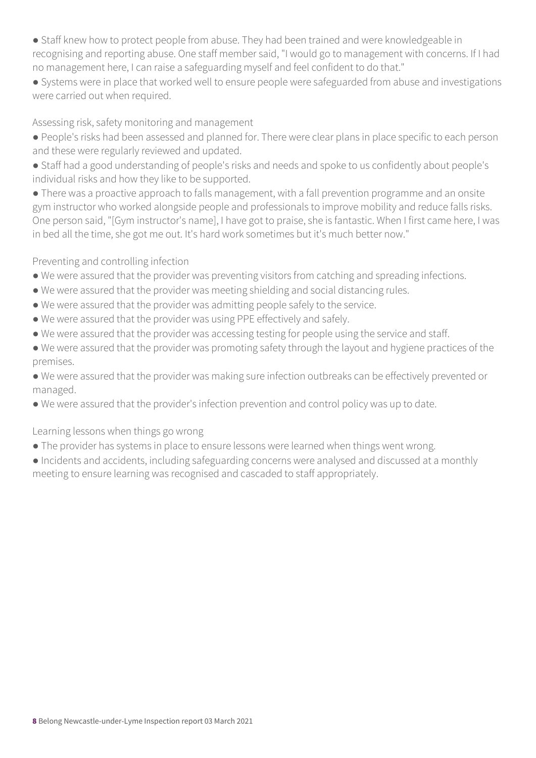- Staff knew how to protect people from abuse. They had been trained and were knowledgeable in recognising and reporting abuse. One staff member said, "I would go to management with concerns. If I had no management here, I can raise a safeguarding myself and feel confident to do that."
- Systems were in place that worked well to ensure people were safeguarded from abuse and investigations were carried out when required.

Assessing risk, safety monitoring and management

- People's risks had been assessed and planned for. There were clear plans in place specific to each person and these were regularly reviewed and updated.
- Staff had a good understanding of people's risks and needs and spoke to us confidently about people's individual risks and how they like to be supported.
- There was a proactive approach to falls management, with a fall prevention programme and an onsite gym instructor who worked alongside people and professionals to improve mobility and reduce falls risks. One person said, "[Gym instructor's name], I have got to praise, she is fantastic. When I first came here, I was in bed all the time, she got me out. It's hard work sometimes but it's much better now."

Preventing and controlling infection

- We were assured that the provider was preventing visitors from catching and spreading infections.
- We were assured that the provider was meeting shielding and social distancing rules.
- We were assured that the provider was admitting people safely to the service.
- We were assured that the provider was using PPE effectively and safely.
- We were assured that the provider was accessing testing for people using the service and staff.
- We were assured that the provider was promoting safety through the layout and hygiene practices of the premises.
- We were assured that the provider was making sure infection outbreaks can be effectively prevented or managed.
- We were assured that the provider's infection prevention and control policy was up to date.

Learning lessons when things go wrong

- The provider has systems in place to ensure lessons were learned when things went wrong.
- Incidents and accidents, including safeguarding concerns were analysed and discussed at a monthly meeting to ensure learning was recognised and cascaded to staff appropriately.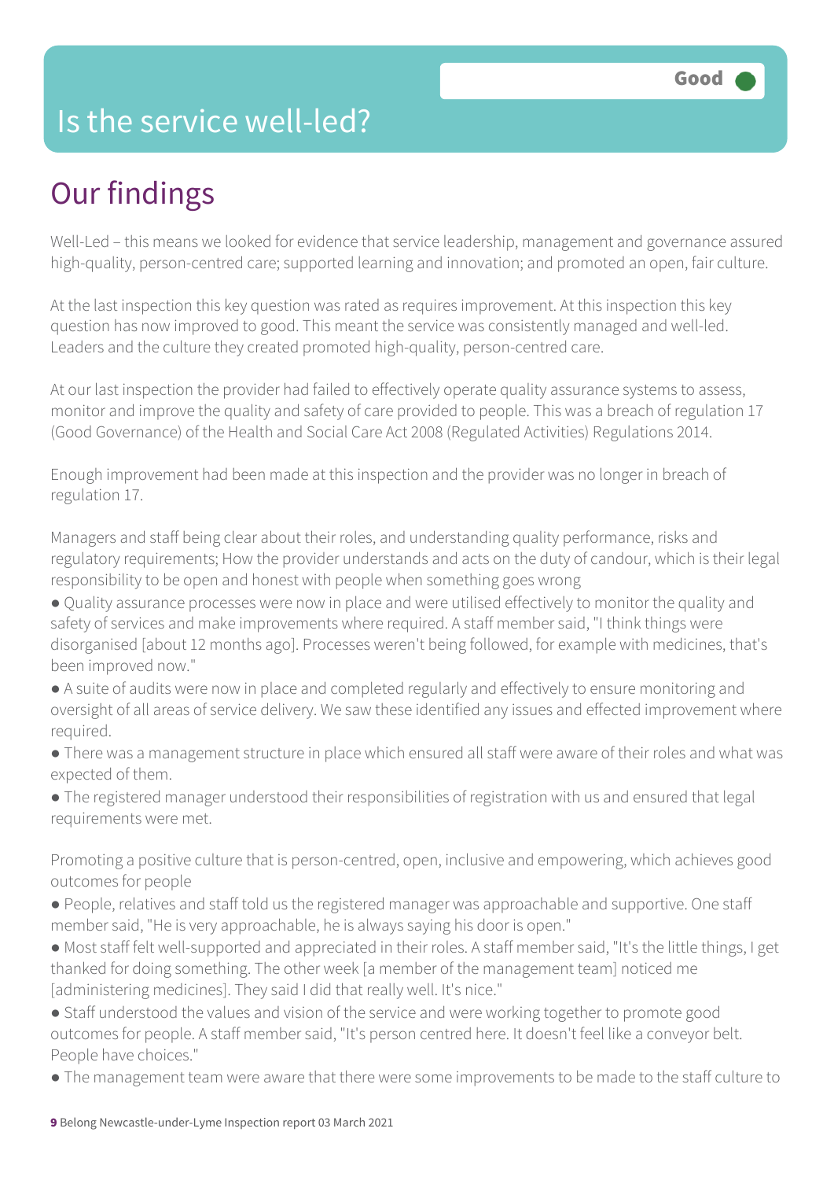# Is the service well-led?

Good

## Our findings

Well-Led – this means we looked for evidence that service leadership, management and governance assured high-quality, person-centred care; supported learning and innovation; and promoted an open, fair culture.

At the last inspection this key question was rated as requires improvement. At this inspection this key question has now improved to good. This meant the service was consistently managed and well-led. Leaders and the culture they created promoted high-quality, person-centred care.

At our last inspection the provider had failed to effectively operate quality assurance systems to assess, monitor and improve the quality and safety of care provided to people. This was a breach of regulation 17 (Good Governance) of the Health and Social Care Act 2008 (Regulated Activities) Regulations 2014.

Enough improvement had been made at this inspection and the provider was no longer in breach of regulation 17.

Managers and staff being clear about their roles, and understanding quality performance, risks and regulatory requirements; How the provider understands and acts on the duty of candour, which is their legal responsibility to be open and honest with people when something goes wrong

- Quality assurance processes were now in place and were utilised effectively to monitor the quality and safety of services and make improvements where required. A staff member said, "I think things were disorganised [about 12 months ago]. Processes weren't being followed, for example with medicines, that's been improved now."
- A suite of audits were now in place and completed regularly and effectively to ensure monitoring and oversight of all areas of service delivery. We saw these identified any issues and effected improvement where required.
- There was a management structure in place which ensured all staff were aware of their roles and what was expected of them.
- The registered manager understood their responsibilities of registration with us and ensured that legal requirements were met.

Promoting a positive culture that is person-centred, open, inclusive and empowering, which achieves good outcomes for people

- People, relatives and staff told us the registered manager was approachable and supportive. One staff member said, "He is very approachable, he is always saying his door is open."
- Most staff felt well-supported and appreciated in their roles. A staff member said, "It's the little things, I get thanked for doing something. The other week [a member of the management team] noticed me [administering medicines]. They said I did that really well. It's nice."
- Staff understood the values and vision of the service and were working together to promote good outcomes for people. A staff member said, "It's person centred here. It doesn't feel like a conveyor belt. People have choices."
- The management team were aware that there were some improvements to be made to the staff culture to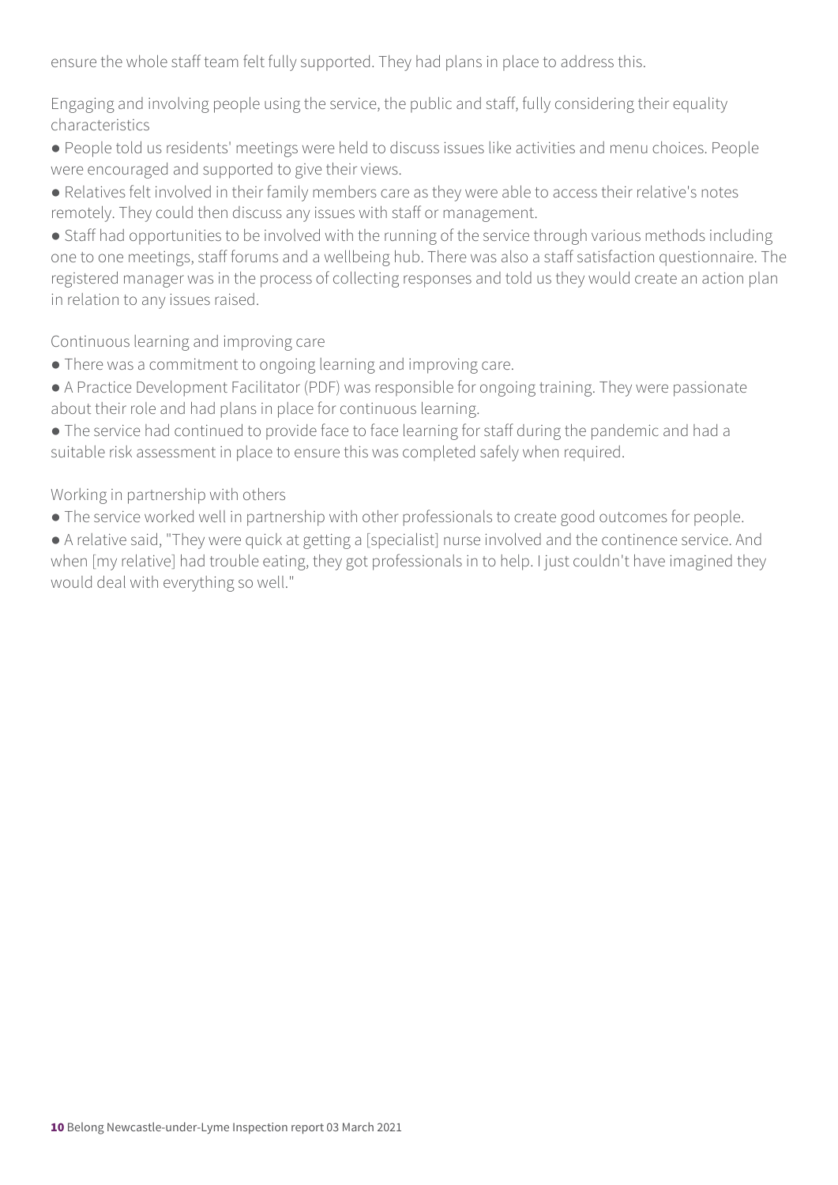ensure the whole staff team felt fully supported. They had plans in place to address this.

Engaging and involving people using the service, the public and staff, fully considering their equality characteristics

- People told us residents' meetings were held to discuss issues like activities and menu choices. People were encouraged and supported to give their views.
- Relatives felt involved in their family members care as they were able to access their relative's notes remotely. They could then discuss any issues with staff or management.
- Staff had opportunities to be involved with the running of the service through various methods including one to one meetings, staff forums and a wellbeing hub. There was also a staff satisfaction questionnaire. The registered manager was in the process of collecting responses and told us they would create an action plan in relation to any issues raised.

Continuous learning and improving care

- There was a commitment to ongoing learning and improving care.
- A Practice Development Facilitator (PDF) was responsible for ongoing training. They were passionate about their role and had plans in place for continuous learning.
- The service had continued to provide face to face learning for staff during the pandemic and had a suitable risk assessment in place to ensure this was completed safely when required.

Working in partnership with others

- The service worked well in partnership with other professionals to create good outcomes for people.
- A relative said, "They were quick at getting a [specialist] nurse involved and the continence service. And when [my relative] had trouble eating, they got professionals in to help. I just couldn't have imagined they would deal with everything so well."